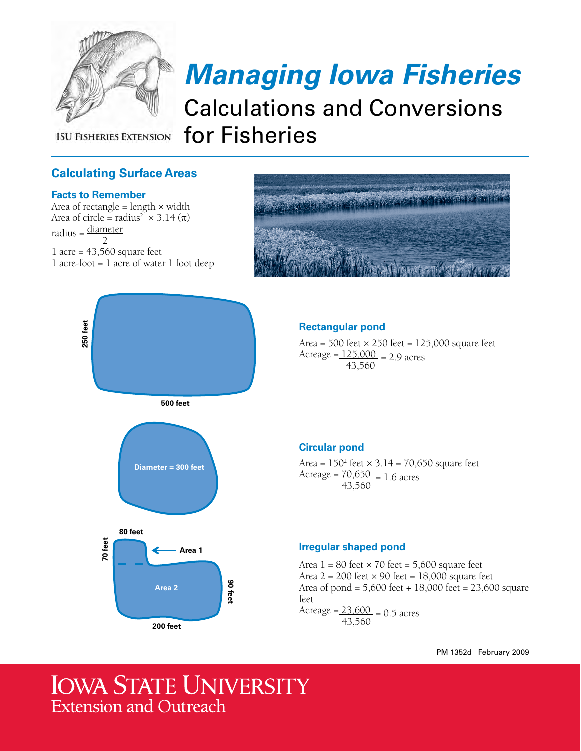# Managing Iowa Fisheries

## Calculations and Conversions for Fisheries

ISU Fisheries Extension

### Calculating Surface Areas

#### Facts to Remember

Area of rectangle = length × width
Area of circle = radius$^2$ × 3.14 ($\pi$)
radius = $\frac{\text{diameter}}{2}$
1 acre = 43,560 square feet
1 acre-foot = 1 acre of water 1 foot deep

250 feet

500 feet

#### Rectangular pond

Area = 500 feet × 250 feet = 125,000 square feet
Acreage = $\frac{125{,}000}{43{,}560}$ = 2.9 acres

Diameter = 300 feet

#### Circular pond

Area = 150$^2$ feet × 3.14 = 70,650 square feet
Acreage = $\frac{70{,}650}{43{,}560}$ = 1.6 acres

80 feet

70 feet

Area 1

Area 2

90 feet

200 feet

#### Irregular shaped pond

Area 1 = 80 feet × 70 feet = 5,600 square feet
Area 2 = 200 feet × 90 feet = 18,000 square feet
Area of pond = 5,600 feet + 18,000 feet = 23,600 square feet
Acreage = $\frac{23{,}600}{43{,}560}$ = 0.5 acres

PM 1352d February 2009

Iowa State University
Extension and Outreach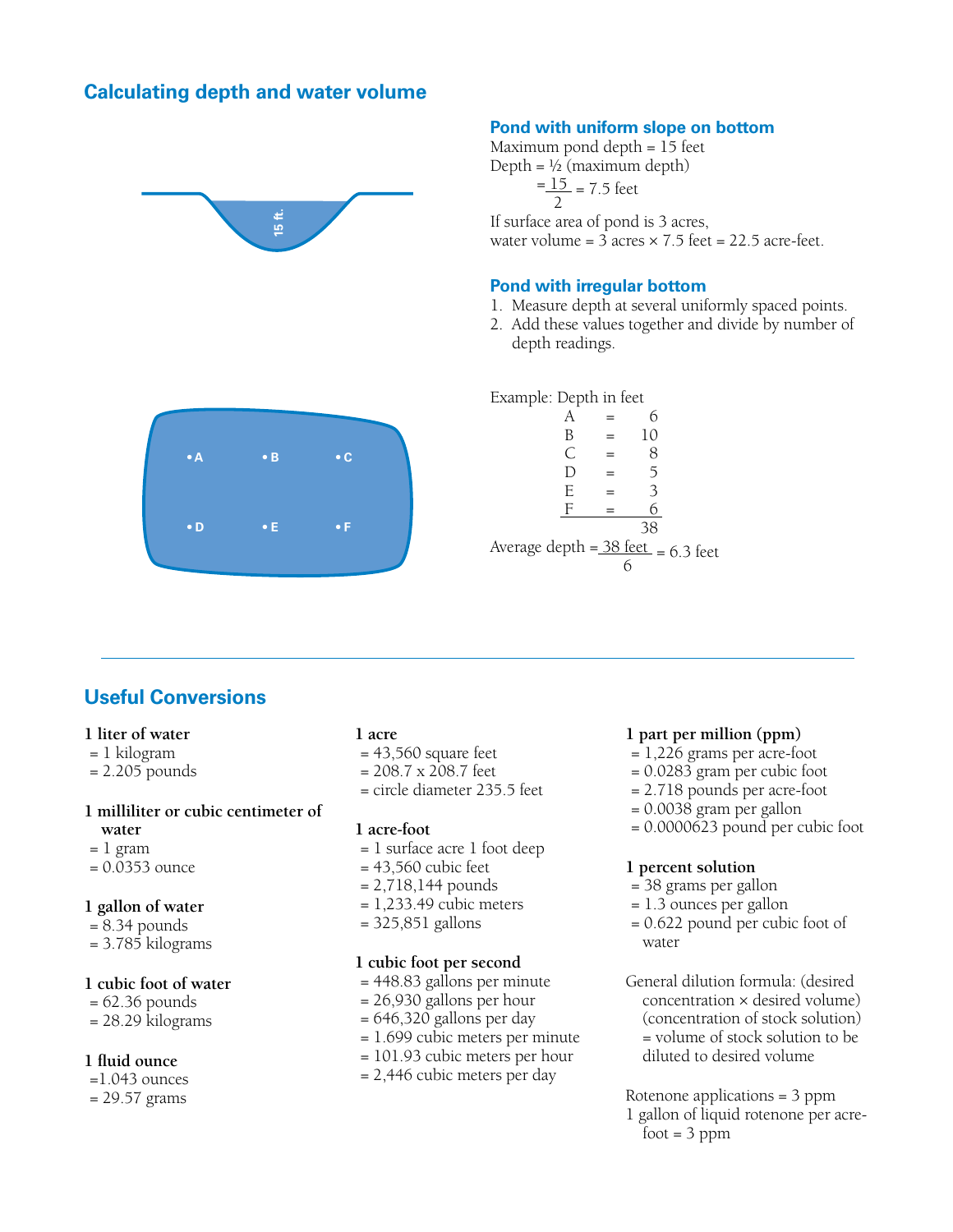## Calculating depth and water volume

### Pond with uniform slope on bottom

Maximum pond depth = 15 feet

Depth = ½ (maximum depth)

$$= \frac{15}{2} = 7.5 \text{ feet}$$

If surface area of pond is 3 acres,
water volume = 3 acres × 7.5 feet = 22.5 acre-feet.

### Pond with irregular bottom

1. Measure depth at several uniformly spaced points.
2. Add these values together and divide by number of depth readings.

Example: Depth in feet

| | | |
|---|---|---|
| A | = | 6 |
| B | = | 10 |
| C | = | 8 |
| D | = | 5 |
| E | = | 3 |
| F | = | 6 |
| | | 38 |

$$\text{Average depth} = \frac{38 \text{ feet}}{6} = 6.3 \text{ feet}$$

## Useful Conversions

**1 liter of water**
= 1 kilogram
= 2.205 pounds

**1 milliliter or cubic centimeter of water**
= 1 gram
= 0.0353 ounce

**1 gallon of water**
= 8.34 pounds
= 3.785 kilograms

**1 cubic foot of water**
= 62.36 pounds
= 28.29 kilograms

**1 fluid ounce**
=1.043 ounces
= 29.57 grams

**1 acre**
= 43,560 square feet
= 208.7 x 208.7 feet
= circle diameter 235.5 feet

**1 acre-foot**
= 1 surface acre 1 foot deep
= 43,560 cubic feet
= 2,718,144 pounds
= 1,233.49 cubic meters
= 325,851 gallons

**1 cubic foot per second**
= 448.83 gallons per minute
= 26,930 gallons per hour
= 646,320 gallons per day
= 1.699 cubic meters per minute
= 101.93 cubic meters per hour
= 2,446 cubic meters per day

**1 part per million (ppm)**
= 1,226 grams per acre-foot
= 0.0283 gram per cubic foot
= 2.718 pounds per acre-foot
= 0.0038 gram per gallon
= 0.0000623 pound per cubic foot

**1 percent solution**
= 38 grams per gallon
= 1.3 ounces per gallon
= 0.622 pound per cubic foot of water

General dilution formula: (desired concentration × desired volume) (concentration of stock solution) = volume of stock solution to be diluted to desired volume

Rotenone applications = 3 ppm
1 gallon of liquid rotenone per acre-foot = 3 ppm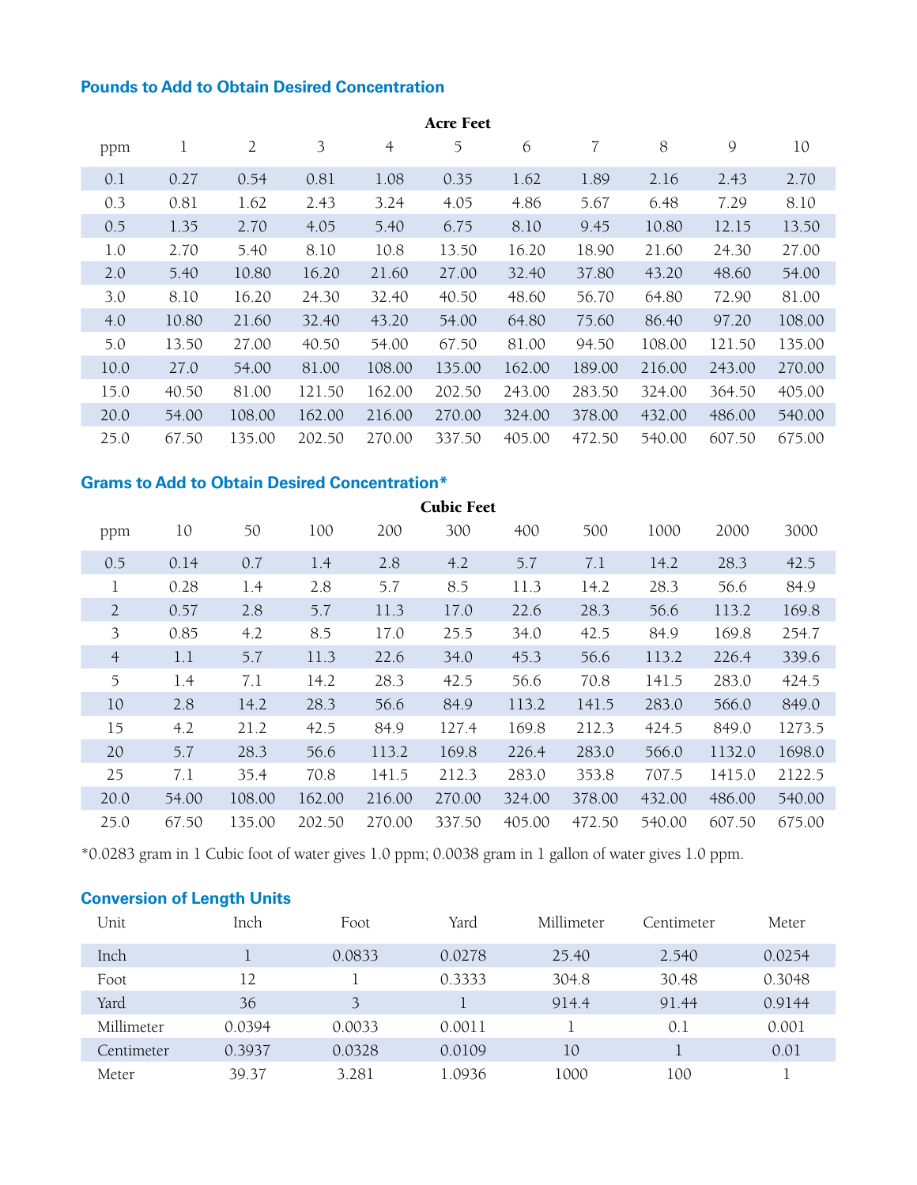## Pounds to Add to Obtain Desired Concentration

| | Acre Feet | | | | | | | | | |
|---|---|---|---|---|---|---|---|---|---|---|
| ppm | 1 | 2 | 3 | 4 | 5 | 6 | 7 | 8 | 9 | 10 |
| 0.1 | 0.27 | 0.54 | 0.81 | 1.08 | 0.35 | 1.62 | 1.89 | 2.16 | 2.43 | 2.70 |
| 0.3 | 0.81 | 1.62 | 2.43 | 3.24 | 4.05 | 4.86 | 5.67 | 6.48 | 7.29 | 8.10 |
| 0.5 | 1.35 | 2.70 | 4.05 | 5.40 | 6.75 | 8.10 | 9.45 | 10.80 | 12.15 | 13.50 |
| 1.0 | 2.70 | 5.40 | 8.10 | 10.8 | 13.50 | 16.20 | 18.90 | 21.60 | 24.30 | 27.00 |
| 2.0 | 5.40 | 10.80 | 16.20 | 21.60 | 27.00 | 32.40 | 37.80 | 43.20 | 48.60 | 54.00 |
| 3.0 | 8.10 | 16.20 | 24.30 | 32.40 | 40.50 | 48.60 | 56.70 | 64.80 | 72.90 | 81.00 |
| 4.0 | 10.80 | 21.60 | 32.40 | 43.20 | 54.00 | 64.80 | 75.60 | 86.40 | 97.20 | 108.00 |
| 5.0 | 13.50 | 27.00 | 40.50 | 54.00 | 67.50 | 81.00 | 94.50 | 108.00 | 121.50 | 135.00 |
| 10.0 | 27.0 | 54.00 | 81.00 | 108.00 | 135.00 | 162.00 | 189.00 | 216.00 | 243.00 | 270.00 |
| 15.0 | 40.50 | 81.00 | 121.50 | 162.00 | 202.50 | 243.00 | 283.50 | 324.00 | 364.50 | 405.00 |
| 20.0 | 54.00 | 108.00 | 162.00 | 216.00 | 270.00 | 324.00 | 378.00 | 432.00 | 486.00 | 540.00 |
| 25.0 | 67.50 | 135.00 | 202.50 | 270.00 | 337.50 | 405.00 | 472.50 | 540.00 | 607.50 | 675.00 |

## Grams to Add to Obtain Desired Concentration*

| | Cubic Feet | | | | | | | | | |
|---|---|---|---|---|---|---|---|---|---|---|
| ppm | 10 | 50 | 100 | 200 | 300 | 400 | 500 | 1000 | 2000 | 3000 |
| 0.5 | 0.14 | 0.7 | 1.4 | 2.8 | 4.2 | 5.7 | 7.1 | 14.2 | 28.3 | 42.5 |
| 1 | 0.28 | 1.4 | 2.8 | 5.7 | 8.5 | 11.3 | 14.2 | 28.3 | 56.6 | 84.9 |
| 2 | 0.57 | 2.8 | 5.7 | 11.3 | 17.0 | 22.6 | 28.3 | 56.6 | 113.2 | 169.8 |
| 3 | 0.85 | 4.2 | 8.5 | 17.0 | 25.5 | 34.0 | 42.5 | 84.9 | 169.8 | 254.7 |
| 4 | 1.1 | 5.7 | 11.3 | 22.6 | 34.0 | 45.3 | 56.6 | 113.2 | 226.4 | 339.6 |
| 5 | 1.4 | 7.1 | 14.2 | 28.3 | 42.5 | 56.6 | 70.8 | 141.5 | 283.0 | 424.5 |
| 10 | 2.8 | 14.2 | 28.3 | 56.6 | 84.9 | 113.2 | 141.5 | 283.0 | 566.0 | 849.0 |
| 15 | 4.2 | 21.2 | 42.5 | 84.9 | 127.4 | 169.8 | 212.3 | 424.5 | 849.0 | 1273.5 |
| 20 | 5.7 | 28.3 | 56.6 | 113.2 | 169.8 | 226.4 | 283.0 | 566.0 | 1132.0 | 1698.0 |
| 25 | 7.1 | 35.4 | 70.8 | 141.5 | 212.3 | 283.0 | 353.8 | 707.5 | 1415.0 | 2122.5 |
| 20.0 | 54.00 | 108.00 | 162.00 | 216.00 | 270.00 | 324.00 | 378.00 | 432.00 | 486.00 | 540.00 |
| 25.0 | 67.50 | 135.00 | 202.50 | 270.00 | 337.50 | 405.00 | 472.50 | 540.00 | 607.50 | 675.00 |

*0.0283 gram in 1 Cubic foot of water gives 1.0 ppm; 0.0038 gram in 1 gallon of water gives 1.0 ppm.

## Conversion of Length Units

| Unit | Inch | Foot | Yard | Millimeter | Centimeter | Meter |
|---|---|---|---|---|---|---|
| Inch | 1 | 0.0833 | 0.0278 | 25.40 | 2.540 | 0.0254 |
| Foot | 12 | 1 | 0.3333 | 304.8 | 30.48 | 0.3048 |
| Yard | 36 | 3 | 1 | 914.4 | 91.44 | 0.9144 |
| Millimeter | 0.0394 | 0.0033 | 0.0011 | 1 | 0.1 | 0.001 |
| Centimeter | 0.3937 | 0.0328 | 0.0109 | 10 | 1 | 0.01 |
| Meter | 39.37 | 3.281 | 1.0936 | 1000 | 100 | 1 |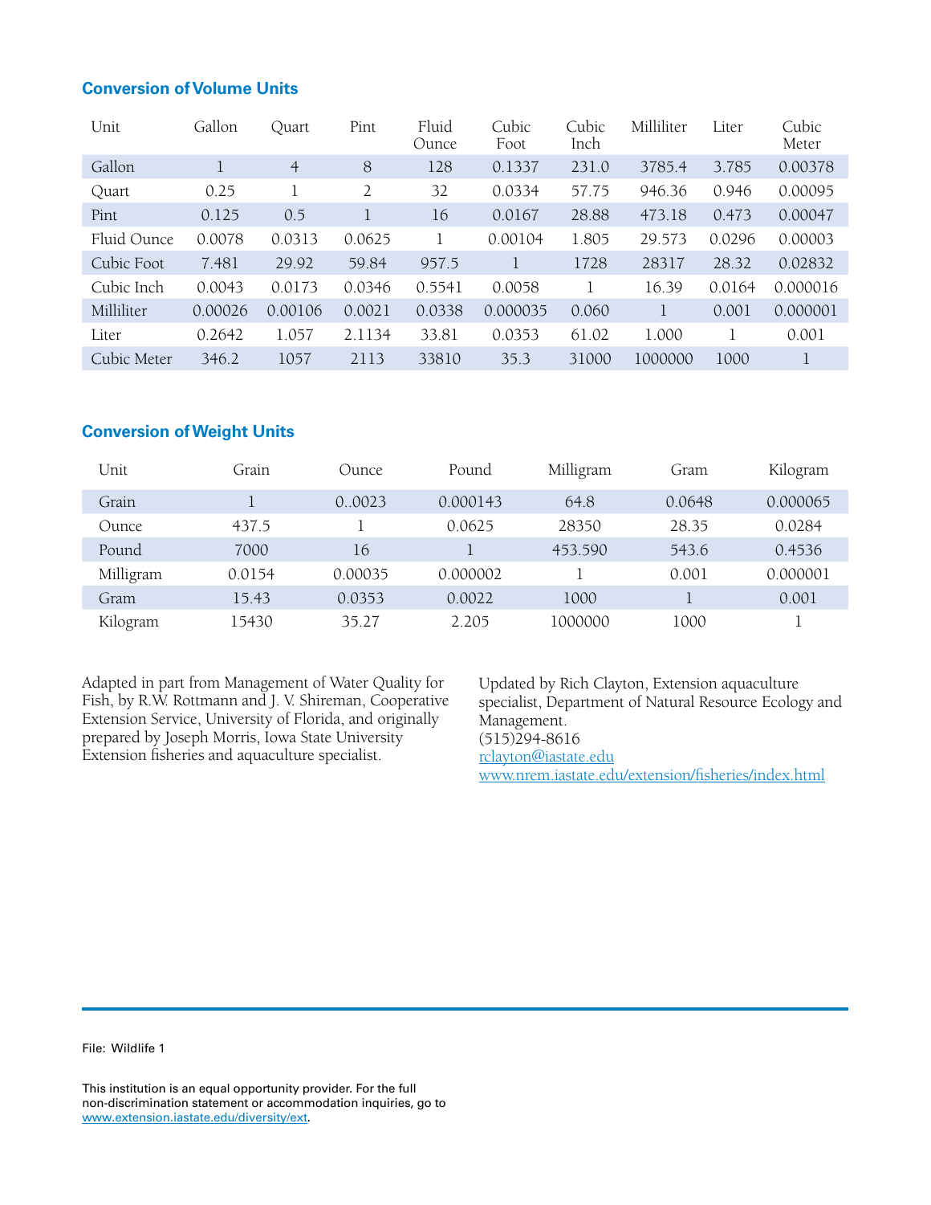## Conversion of Volume Units

| Unit | Gallon | Quart | Pint | Fluid Ounce | Cubic Foot | Cubic Inch | Milliliter | Liter | Cubic Meter |
|---|---|---|---|---|---|---|---|---|---|
| Gallon | 1 | 4 | 8 | 128 | 0.1337 | 231.0 | 3785.4 | 3.785 | 0.00378 |
| Quart | 0.25 | 1 | 2 | 32 | 0.0334 | 57.75 | 946.36 | 0.946 | 0.00095 |
| Pint | 0.125 | 0.5 | 1 | 16 | 0.0167 | 28.88 | 473.18 | 0.473 | 0.00047 |
| Fluid Ounce | 0.0078 | 0.0313 | 0.0625 | 1 | 0.00104 | 1.805 | 29.573 | 0.0296 | 0.00003 |
| Cubic Foot | 7.481 | 29.92 | 59.84 | 957.5 | 1 | 1728 | 28317 | 28.32 | 0.02832 |
| Cubic Inch | 0.0043 | 0.0173 | 0.0346 | 0.5541 | 0.0058 | 1 | 16.39 | 0.0164 | 0.000016 |
| Milliliter | 0.00026 | 0.00106 | 0.0021 | 0.0338 | 0.000035 | 0.060 | 1 | 0.001 | 0.000001 |
| Liter | 0.2642 | 1.057 | 2.1134 | 33.81 | 0.0353 | 61.02 | 1.000 | 1 | 0.001 |
| Cubic Meter | 346.2 | 1057 | 2113 | 33810 | 35.3 | 31000 | 1000000 | 1000 | 1 |

## Conversion of Weight Units

| Unit | Grain | Ounce | Pound | Milligram | Gram | Kilogram |
|---|---|---|---|---|---|---|
| Grain | 1 | 0..0023 | 0.000143 | 64.8 | 0.0648 | 0.000065 |
| Ounce | 437.5 | 1 | 0.0625 | 28350 | 28.35 | 0.0284 |
| Pound | 7000 | 16 | 1 | 453.590 | 543.6 | 0.4536 |
| Milligram | 0.0154 | 0.00035 | 0.000002 | 1 | 0.001 | 0.000001 |
| Gram | 15.43 | 0.0353 | 0.0022 | 1000 | 1 | 0.001 |
| Kilogram | 15430 | 35.27 | 2.205 | 1000000 | 1000 | 1 |

Adapted in part from Management of Water Quality for Fish, by R.W. Rottmann and J. V. Shireman, Cooperative Extension Service, University of Florida, and originally prepared by Joseph Morris, Iowa State University Extension fisheries and aquaculture specialist.

Updated by Rich Clayton, Extension aquaculture specialist, Department of Natural Resource Ecology and Management.
(515)294-8616
rclayton@iastate.edu
www.nrem.iastate.edu/extension/fisheries/index.html

File: Wildlife 1

This institution is an equal opportunity provider. For the full non-discrimination statement or accommodation inquiries, go to www.extension.iastate.edu/diversity/ext.